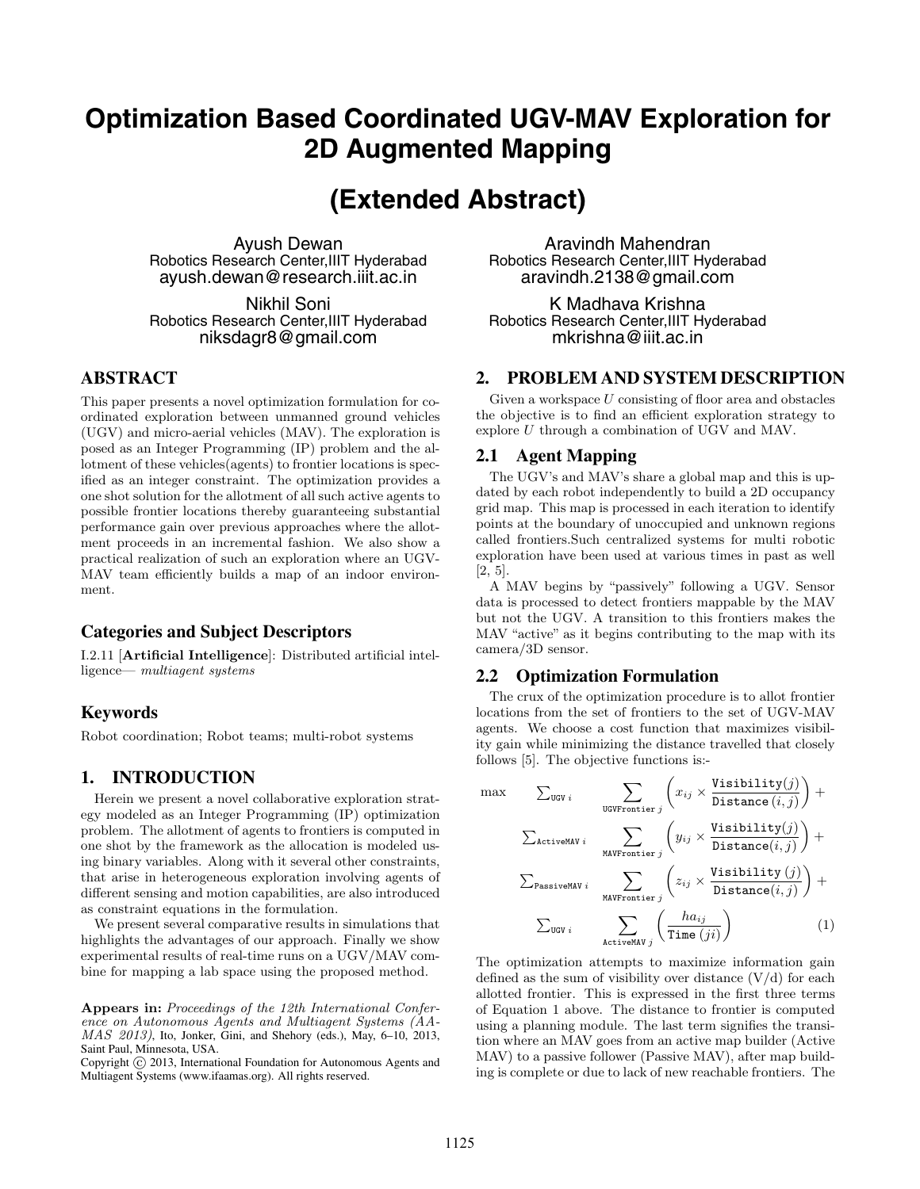# Optimization Based Coordinated UGV-MAV Exploration for 2D Augmented Mapping

## (Extended Abstract)

Ayush Dewan
Robotics Research Center,IIIT Hyderabad
ayush.dewan@research.iiit.ac.in

Aravindh Mahendran
Robotics Research Center,IIIT Hyderabad
aravindh.2138@gmail.com

Nikhil Soni
Robotics Research Center,IIIT Hyderabad
niksdagr8@gmail.com

K Madhava Krishna
Robotics Research Center,IIIT Hyderabad
mkrishna@iiit.ac.in

## ABSTRACT

This paper presents a novel optimization formulation for coordinated exploration between unmanned ground vehicles (UGV) and micro-aerial vehicles (MAV). The exploration is posed as an Integer Programming (IP) problem and the allotment of these vehicles(agents) to frontier locations is specified as an integer constraint. The optimization provides a one shot solution for the allotment of all such active agents to possible frontier locations thereby guaranteeing substantial performance gain over previous approaches where the allotment proceeds in an incremental fashion. We also show a practical realization of such an exploration where an UGV-MAV team efficiently builds a map of an indoor environment.

### Categories and Subject Descriptors

I.2.11 [**Artificial Intelligence**]: Distributed artificial intelligence— *multiagent systems*

### Keywords

Robot coordination; Robot teams; multi-robot systems

## 1. INTRODUCTION

Herein we present a novel collaborative exploration strategy modeled as an Integer Programming (IP) optimization problem. The allotment of agents to frontiers is computed in one shot by the framework as the allocation is modeled using binary variables. Along with it several other constraints, that arise in heterogeneous exploration involving agents of different sensing and motion capabilities, are also introduced as constraint equations in the formulation.

We present several comparative results in simulations that highlights the advantages of our approach. Finally we show experimental results of real-time runs on a UGV/MAV combine for mapping a lab space using the proposed method.

**Appears in:** *Proceedings of the 12th International Conference on Autonomous Agents and Multiagent Systems (AAMAS 2013)*, Ito, Jonker, Gini, and Shehory (eds.), May, 6–10, 2013, Saint Paul, Minnesota, USA.
Copyright © 2013, International Foundation for Autonomous Agents and Multiagent Systems (www.ifaamas.org). All rights reserved.

## 2. PROBLEM AND SYSTEM DESCRIPTION

Given a workspace $U$ consisting of floor area and obstacles the objective is to find an efficient exploration strategy to explore $U$ through a combination of UGV and MAV.

### 2.1 Agent Mapping

The UGV's and MAV's share a global map and this is updated by each robot independently to build a 2D occupancy grid map. This map is processed in each iteration to identify points at the boundary of unoccupied and unknown regions called frontiers.Such centralized systems for multi robotic exploration have been used at various times in past as well [2, 5].

A MAV begins by "passively" following a UGV. Sensor data is processed to detect frontiers mappable by the MAV but not the UGV. A transition to this frontiers makes the MAV "active" as it begins contributing to the map with its camera/3D sensor.

### 2.2 Optimization Formulation

The crux of the optimization procedure is to allot frontier locations from the set of frontiers to the set of UGV-MAV agents. We choose a cost function that maximizes visibility gain while minimizing the distance travelled that closely follows [5]. The objective functions is:-

$$
\begin{aligned}
\max \quad & \textstyle\sum_{\texttt{UGV}\ i} \sum_{\texttt{UGVFrontier}\ j} \left( x_{ij} \times \frac{\texttt{Visibility}(j)}{\texttt{Distance}\,(i,j)} \right) + \\
& \textstyle\sum_{\texttt{ActiveMAV}\ i} \sum_{\texttt{MAVFrontier}\ j} \left( y_{ij} \times \frac{\texttt{Visibility}(j)}{\texttt{Distance}(i,j)} \right) + \\
& \textstyle\sum_{\texttt{PassiveMAV}\ i} \sum_{\texttt{MAVFrontier}\ j} \left( z_{ij} \times \frac{\texttt{Visibility}\ (j)}{\texttt{Distance}(i,j)} \right) + \\
& \textstyle\sum_{\texttt{UGV}\ i} \sum_{\texttt{ActiveMAV}\ j} \left( \frac{ha_{ij}}{\texttt{Time}\ (ji)} \right)
\end{aligned} \tag{1}
$$

The optimization attempts to maximize information gain defined as the sum of visibility over distance (V/d) for each allotted frontier. This is expressed in the first three terms of Equation 1 above. The distance to frontier is computed using a planning module. The last term signifies the transition where an MAV goes from an active map builder (Active MAV) to a passive follower (Passive MAV), after map building is complete or due to lack of new reachable frontiers. The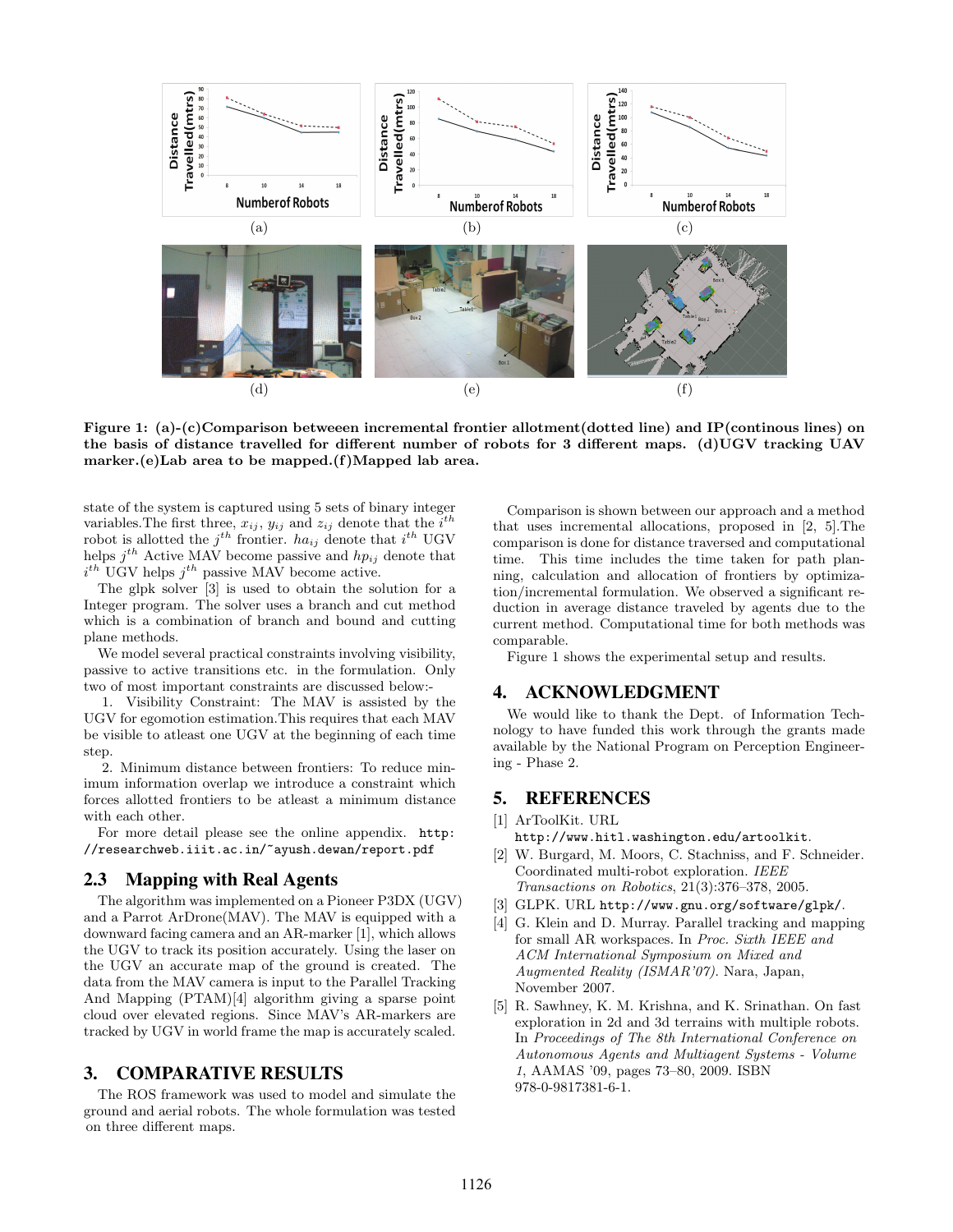Distance Travelled(mtrs)
90
80
70
60
50
40
30
20
10
0
8
10
14
18
Numberof Robots

(a)

Distance Travelled(mtrs)
120
100
80
60
40
20
0
8
10
14
18
Numberof Robots

(b)

Distance Travelled(mtrs)
140
120
100
80
60
40
20
0
8
10
14
18
Numberof Robots

(c)

(d)

Table2
Table1
Box 2
Box 1

(e)

Box 3
Box 1
Table1
Box 2
Table2

(f)

**Figure 1: (a)-(c)Comparison betweeen incremental frontier allotment(dotted line) and IP(continous lines) on the basis of distance travelled for different number of robots for 3 different maps. (d)UGV tracking UAV marker.(e)Lab area to be mapped.(f)Mapped lab area.**

state of the system is captured using 5 sets of binary integer variables.The first three, $x_{ij}$, $y_{ij}$ and $z_{ij}$ denote that the $i^{th}$ robot is allotted the $j^{th}$ frontier. $ha_{ij}$ denote that $i^{th}$ UGV helps $j^{th}$ Active MAV become passive and $hp_{ij}$ denote that $i^{th}$ UGV helps $j^{th}$ passive MAV become active.

The glpk solver [3] is used to obtain the solution for a Integer program. The solver uses a branch and cut method which is a combination of branch and bound and cutting plane methods.

We model several practical constraints involving visibility, passive to active transitions etc. in the formulation. Only two of most important constraints are discussed below:-

1. Visibility Constraint: The MAV is assisted by the UGV for egomotion estimation.This requires that each MAV be visible to atleast one UGV at the beginning of each time step.

2. Minimum distance between frontiers: To reduce minimum information overlap we introduce a constraint which forces allotted frontiers to be atleast a minimum distance with each other.

For more detail please see the online appendix. `http://researchweb.iiit.ac.in/~ayush.dewan/report.pdf`

### 2.3 Mapping with Real Agents

The algorithm was implemented on a Pioneer P3DX (UGV) and a Parrot ArDrone(MAV). The MAV is equipped with a downward facing camera and an AR-marker [1], which allows the UGV to track its position accurately. Using the laser on the UGV an accurate map of the ground is created. The data from the MAV camera is input to the Parallel Tracking And Mapping (PTAM)[4] algorithm giving a sparse point cloud over elevated regions. Since MAV's AR-markers are tracked by UGV in world frame the map is accurately scaled.

## 3. COMPARATIVE RESULTS

The ROS framework was used to model and simulate the ground and aerial robots. The whole formulation was tested on three different maps.

Comparison is shown between our approach and a method that uses incremental allocations, proposed in [2, 5].The comparison is done for distance traversed and computational time. This time includes the time taken for path planning, calculation and allocation of frontiers by optimization/incremental formulation. We observed a significant reduction in average distance traveled by agents due to the current method. Computational time for both methods was comparable.

Figure 1 shows the experimental setup and results.

## 4. ACKNOWLEDGMENT

We would like to thank the Dept. of Information Technology to have funded this work through the grants made available by the National Program on Perception Engineering - Phase 2.

## 5. REFERENCES

[1] ArToolKit. URL `http://www.hitl.washington.edu/artoolkit`.

[2] W. Burgard, M. Moors, C. Stachniss, and F. Schneider. Coordinated multi-robot exploration. *IEEE Transactions on Robotics*, 21(3):376–378, 2005.

[3] GLPK. URL `http://www.gnu.org/software/glpk/`.

[4] G. Klein and D. Murray. Parallel tracking and mapping for small AR workspaces. In *Proc. Sixth IEEE and ACM International Symposium on Mixed and Augmented Reality (ISMAR'07)*. Nara, Japan, November 2007.

[5] R. Sawhney, K. M. Krishna, and K. Srinathan. On fast exploration in 2d and 3d terrains with multiple robots. In *Proceedings of The 8th International Conference on Autonomous Agents and Multiagent Systems - Volume 1*, AAMAS '09, pages 73–80, 2009. ISBN 978-0-9817381-6-1.